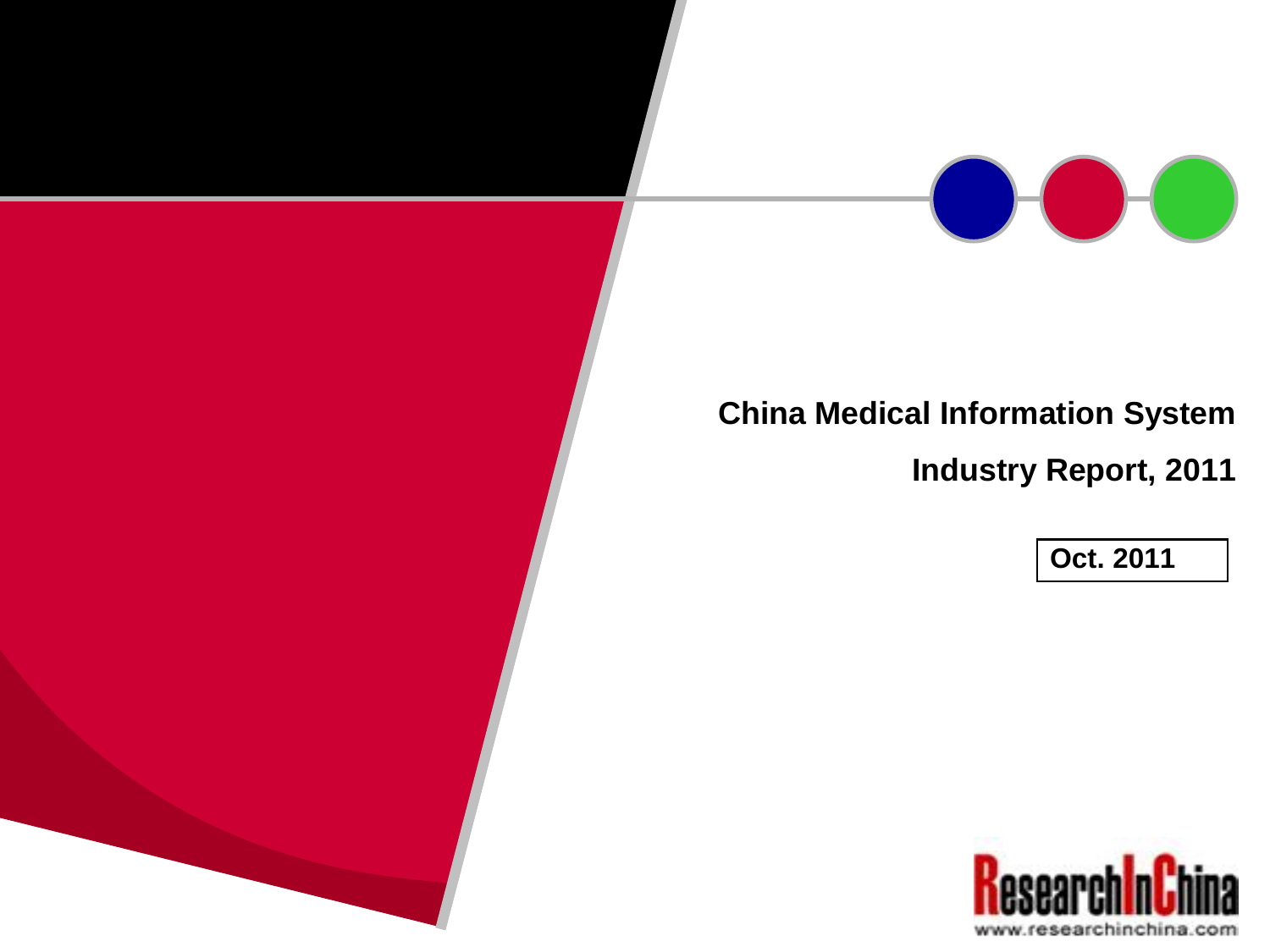# China Medical Information System Industry Report, 2011

**Oct. 2011**

ResearchInChina

www.researchinchina.com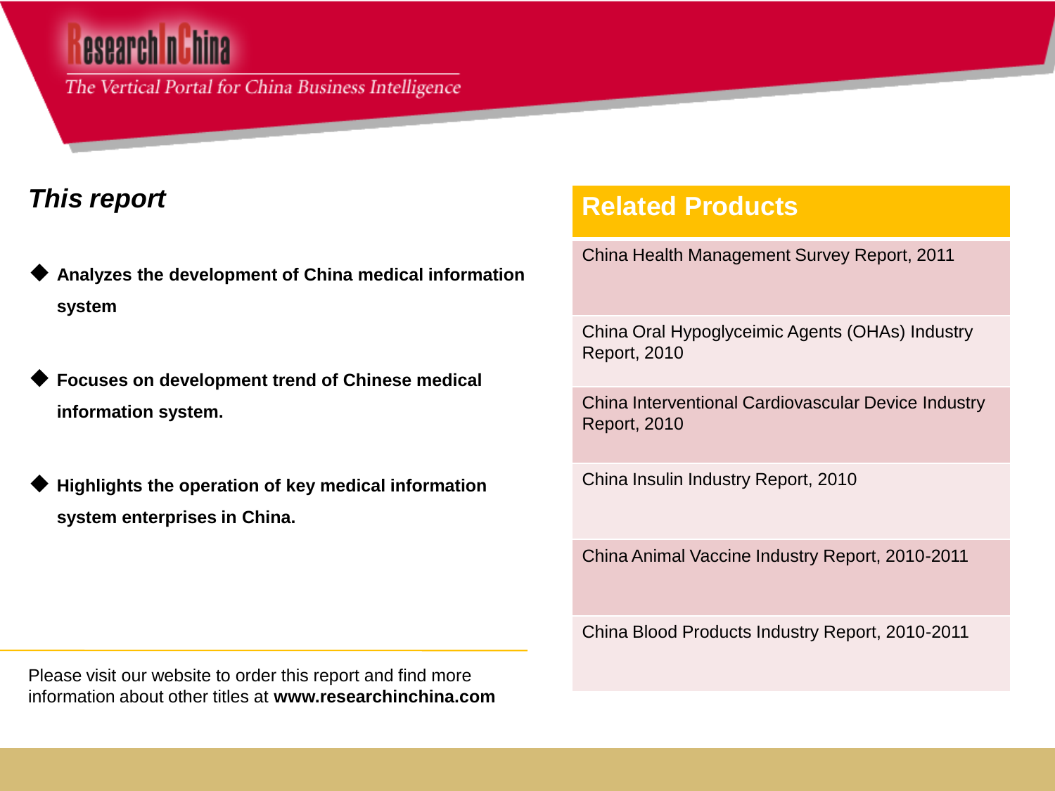## This report

- **Analyzes the development of China medical information system**
- **Focuses on development trend of Chinese medical information system.**
- **Highlights the operation of key medical information system enterprises in China.**

Please visit our website to order this report and find more information about other titles at **www.researchinchina.com**

## Related Products

- China Health Management Survey Report, 2011
- China Oral Hypoglyceimic Agents (OHAs) Industry Report, 2010
- China Interventional Cardiovascular Device Industry Report, 2010
- China Insulin Industry Report, 2010
- China Animal Vaccine Industry Report, 2010-2011
- China Blood Products Industry Report, 2010-2011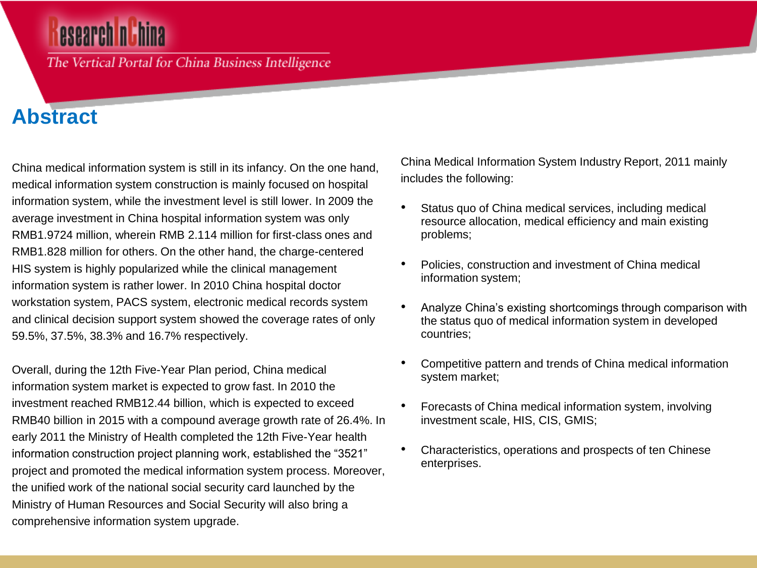# Abstract

China medical information system is still in its infancy. On the one hand, medical information system construction is mainly focused on hospital information system, while the investment level is still lower. In 2009 the average investment in China hospital information system was only RMB1.9724 million, wherein RMB 2.114 million for first-class ones and RMB1.828 million for others. On the other hand, the charge-centered HIS system is highly popularized while the clinical management information system is rather lower. In 2010 China hospital doctor workstation system, PACS system, electronic medical records system and clinical decision support system showed the coverage rates of only 59.5%, 37.5%, 38.3% and 16.7% respectively.

Overall, during the 12th Five-Year Plan period, China medical information system market is expected to grow fast. In 2010 the investment reached RMB12.44 billion, which is expected to exceed RMB40 billion in 2015 with a compound average growth rate of 26.4%. In early 2011 the Ministry of Health completed the 12th Five-Year health information construction project planning work, established the “3521” project and promoted the medical information system process. Moreover, the unified work of the national social security card launched by the Ministry of Human Resources and Social Security will also bring a comprehensive information system upgrade.

China Medical Information System Industry Report, 2011 mainly includes the following:

- Status quo of China medical services, including medical resource allocation, medical efficiency and main existing problems;
- Policies, construction and investment of China medical information system;
- Analyze China’s existing shortcomings through comparison with the status quo of medical information system in developed countries;
- Competitive pattern and trends of China medical information system market;
- Forecasts of China medical information system, involving investment scale, HIS, CIS, GMIS;
- Characteristics, operations and prospects of ten Chinese enterprises.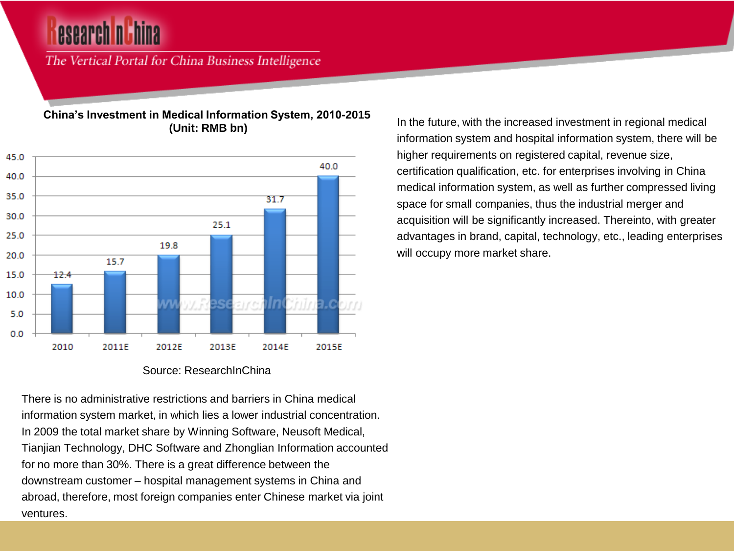**China's Investment in Medical Information System, 2010-2015 (Unit: RMB bn)**

| Year | Investment |
| --- | --- |
| 2010 | 12.4 |
| 2011E | 15.7 |
| 2012E | 19.8 |
| 2013E | 25.1 |
| 2014E | 31.7 |
| 2015E | 40.0 |

Source: ResearchInChina

There is no administrative restrictions and barriers in China medical information system market, in which lies a lower industrial concentration. In 2009 the total market share by Winning Software, Neusoft Medical, Tianjian Technology, DHC Software and Zhonglian Information accounted for no more than 30%. There is a great difference between the downstream customer – hospital management systems in China and abroad, therefore, most foreign companies enter Chinese market via joint ventures.

In the future, with the increased investment in regional medical information system and hospital information system, there will be higher requirements on registered capital, revenue size, certification qualification, etc. for enterprises involving in China medical information system, as well as further compressed living space for small companies, thus the industrial merger and acquisition will be significantly increased. Thereinto, with greater advantages in brand, capital, technology, etc., leading enterprises will occupy more market share.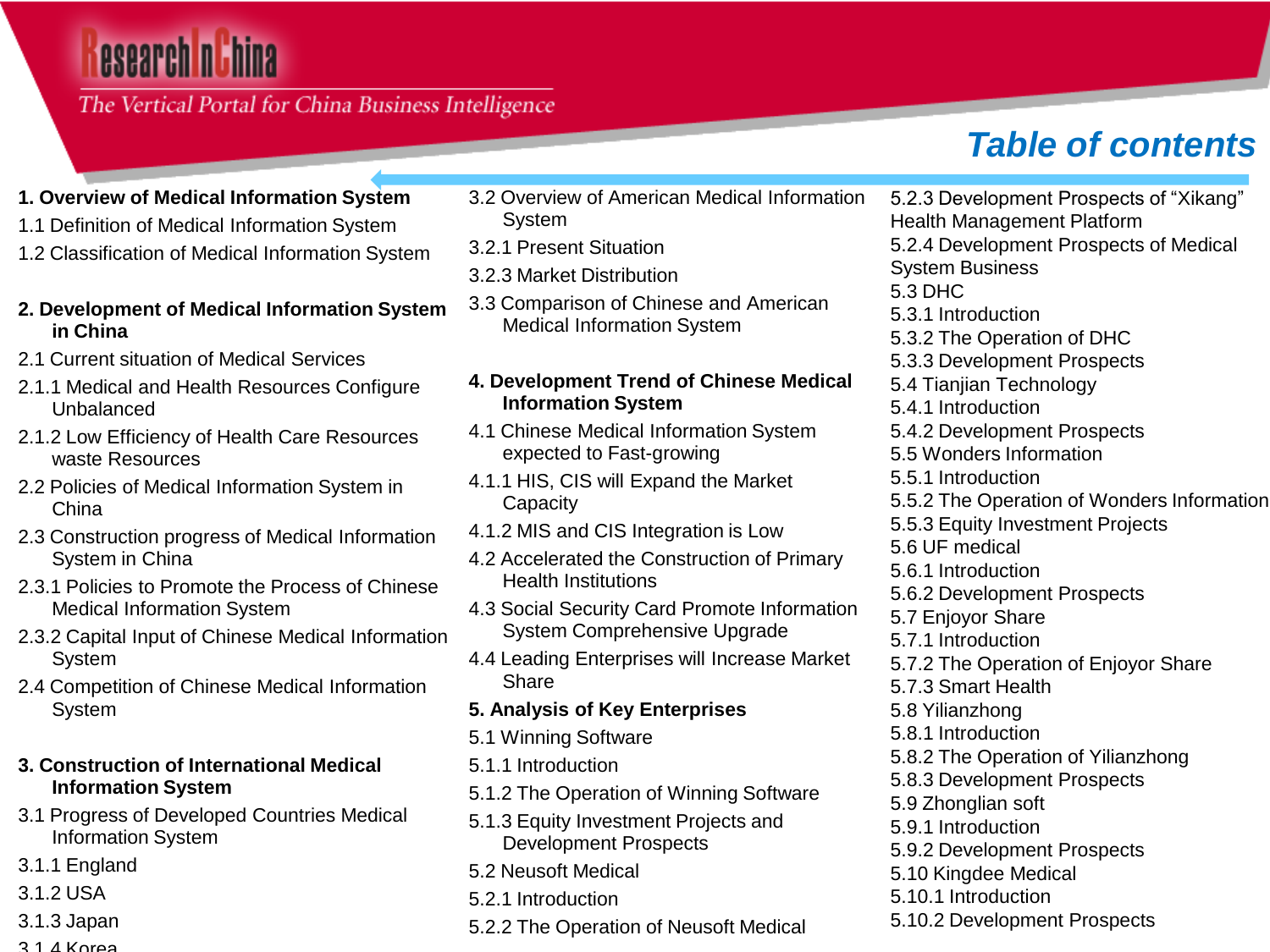# Table of contents

**1. Overview of Medical Information System**

1.1 Definition of Medical Information System

1.2 Classification of Medical Information System

**2. Development of Medical Information System in China**

2.1 Current situation of Medical Services

2.1.1 Medical and Health Resources Configure Unbalanced

2.1.2 Low Efficiency of Health Care Resources waste Resources

2.2 Policies of Medical Information System in China

2.3 Construction progress of Medical Information System in China

2.3.1 Policies to Promote the Process of Chinese Medical Information System

2.3.2 Capital Input of Chinese Medical Information System

2.4 Competition of Chinese Medical Information System

**3. Construction of International Medical Information System**

3.1 Progress of Developed Countries Medical Information System

3.1.1 England

3.1.2 USA

3.1.3 Japan

3.1.4 Korea

3.2 Overview of American Medical Information System

3.2.1 Present Situation

3.2.3 Market Distribution

3.3 Comparison of Chinese and American Medical Information System

**4. Development Trend of Chinese Medical Information System**

4.1 Chinese Medical Information System expected to Fast-growing

4.1.1 HIS, CIS will Expand the Market Capacity

4.1.2 MIS and CIS Integration is Low

4.2 Accelerated the Construction of Primary Health Institutions

4.3 Social Security Card Promote Information System Comprehensive Upgrade

4.4 Leading Enterprises will Increase Market Share

**5. Analysis of Key Enterprises**

5.1 Winning Software

5.1.1 Introduction

5.1.2 The Operation of Winning Software

5.1.3 Equity Investment Projects and Development Prospects

5.2 Neusoft Medical

5.2.1 Introduction

5.2.2 The Operation of Neusoft Medical

5.2.3 Development Prospects of “Xikang” Health Management Platform

5.2.4 Development Prospects of Medical System Business

5.3 DHC

5.3.1 Introduction

5.3.2 The Operation of DHC

5.3.3 Development Prospects

5.4 Tianjian Technology

5.4.1 Introduction

5.4.2 Development Prospects

5.5 Wonders Information

5.5.1 Introduction

5.5.2 The Operation of Wonders Information

5.5.3 Equity Investment Projects

5.6 UF medical

5.6.1 Introduction

5.6.2 Development Prospects

5.7 Enjoyor Share

5.7.1 Introduction

5.7.2 The Operation of Enjoyor Share

5.7.3 Smart Health

5.8 Yilianzhong

5.8.1 Introduction

5.8.2 The Operation of Yilianzhong

5.8.3 Development Prospects

5.9 Zhonglian soft

5.9.1 Introduction

5.9.2 Development Prospects

5.10 Kingdee Medical

5.10.1 Introduction

5.10.2 Development Prospects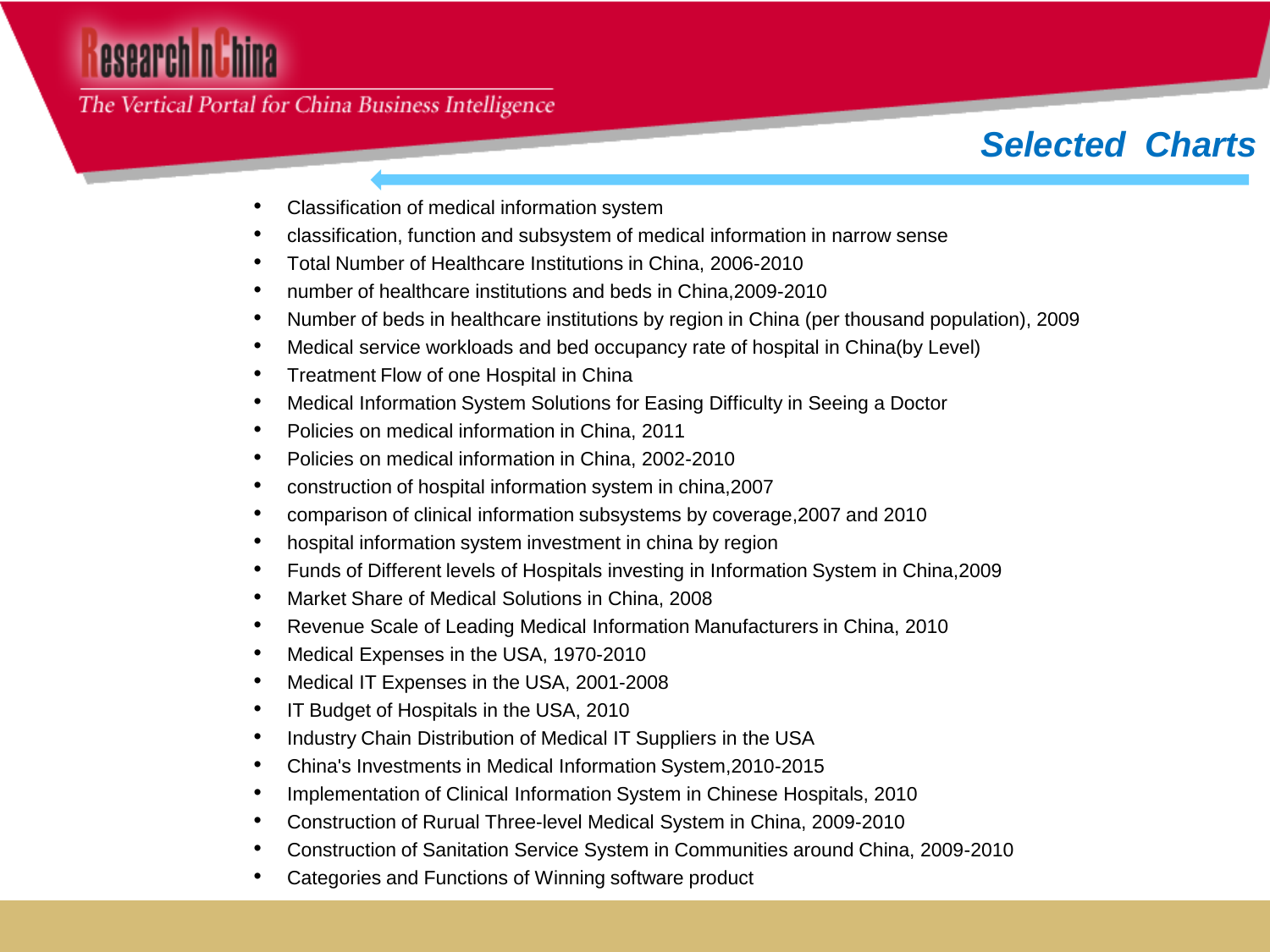## Selected Charts

- Classification of medical information system
- classification, function and subsystem of medical information in narrow sense
- Total Number of Healthcare Institutions in China, 2006-2010
- number of healthcare institutions and beds in China,2009-2010
- Number of beds in healthcare institutions by region in China (per thousand population), 2009
- Medical service workloads and bed occupancy rate of hospital in China(by Level)
- Treatment Flow of one Hospital in China
- Medical Information System Solutions for Easing Difficulty in Seeing a Doctor
- Policies on medical information in China, 2011
- Policies on medical information in China, 2002-2010
- construction of hospital information system in china,2007
- comparison of clinical information subsystems by coverage,2007 and 2010
- hospital information system investment in china by region
- Funds of Different levels of Hospitals investing in Information System in China,2009
- Market Share of Medical Solutions in China, 2008
- Revenue Scale of Leading Medical Information Manufacturers in China, 2010
- Medical Expenses in the USA, 1970-2010
- Medical IT Expenses in the USA, 2001-2008
- IT Budget of Hospitals in the USA, 2010
- Industry Chain Distribution of Medical IT Suppliers in the USA
- China's Investments in Medical Information System,2010-2015
- Implementation of Clinical Information System in Chinese Hospitals, 2010
- Construction of Rurual Three-level Medical System in China, 2009-2010
- Construction of Sanitation Service System in Communities around China, 2009-2010
- Categories and Functions of Winning software product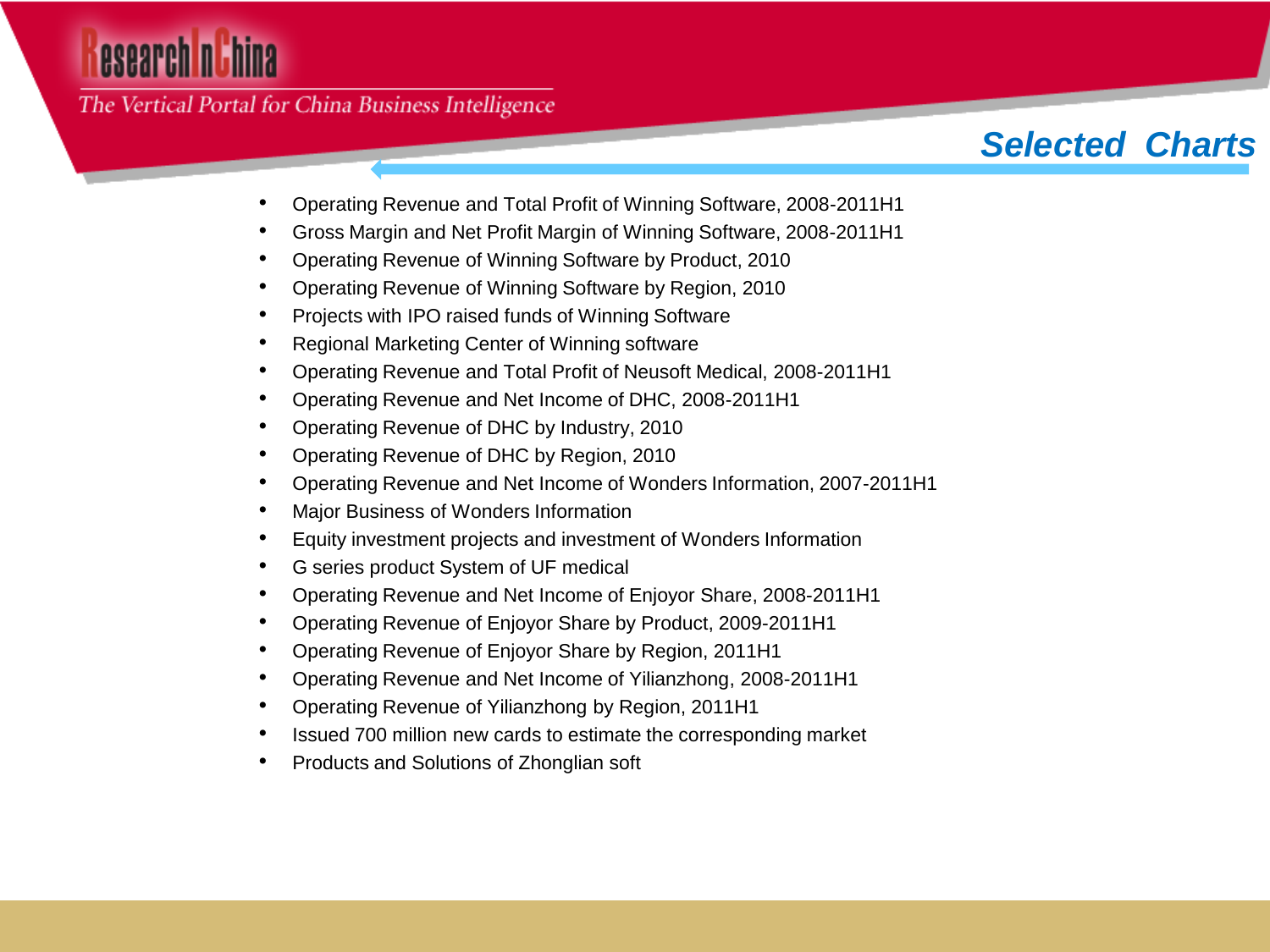## Selected Charts

- Operating Revenue and Total Profit of Winning Software, 2008-2011H1
- Gross Margin and Net Profit Margin of Winning Software, 2008-2011H1
- Operating Revenue of Winning Software by Product, 2010
- Operating Revenue of Winning Software by Region, 2010
- Projects with IPO raised funds of Winning Software
- Regional Marketing Center of Winning software
- Operating Revenue and Total Profit of Neusoft Medical, 2008-2011H1
- Operating Revenue and Net Income of DHC, 2008-2011H1
- Operating Revenue of DHC by Industry, 2010
- Operating Revenue of DHC by Region, 2010
- Operating Revenue and Net Income of Wonders Information, 2007-2011H1
- Major Business of Wonders Information
- Equity investment projects and investment of Wonders Information
- G series product System of UF medical
- Operating Revenue and Net Income of Enjoyor Share, 2008-2011H1
- Operating Revenue of Enjoyor Share by Product, 2009-2011H1
- Operating Revenue of Enjoyor Share by Region, 2011H1
- Operating Revenue and Net Income of Yilianzhong, 2008-2011H1
- Operating Revenue of Yilianzhong by Region, 2011H1
- Issued 700 million new cards to estimate the corresponding market
- Products and Solutions of Zhonglian soft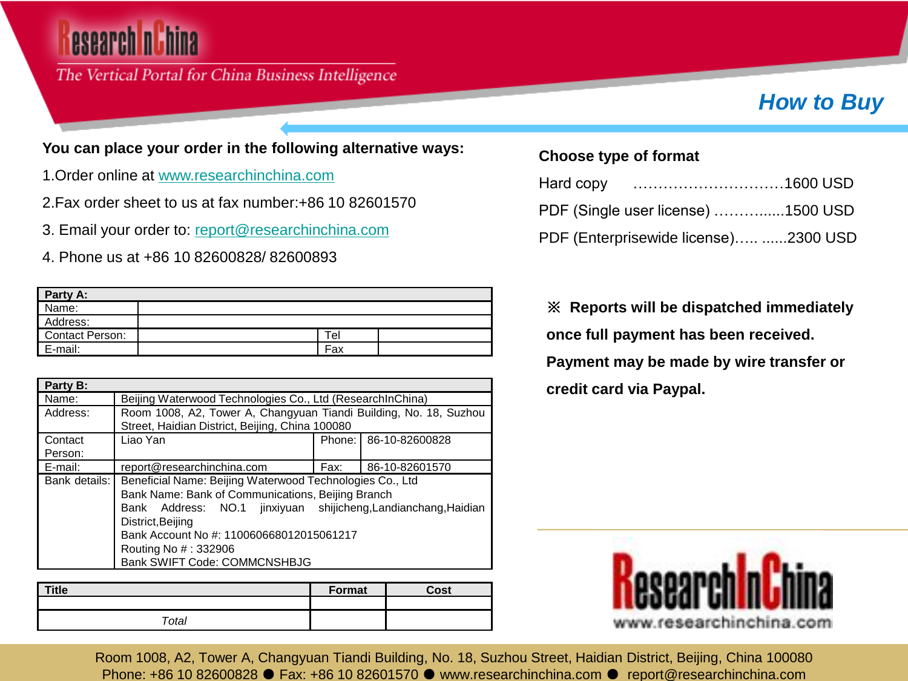## How to Buy

**You can place your order in the following alternative ways:**

1.Order online at www.researchinchina.com

2.Fax order sheet to us at fax number:+86 10 82601570

3. Email your order to: report@researchinchina.com

4. Phone us at +86 10 82600828/ 82600893

| **Party A:** | | | |
|---|---|---|---|
| Name: | | | |
| Address: | | | |
| Contact Person: | | Tel | |
| E-mail: | | Fax | |

| **Party B:** | | | |
|---|---|---|---|
| Name: | Beijing Waterwood Technologies Co., Ltd (ResearchInChina) | | |
| Address: | Room 1008, A2, Tower A, Changyuan Tiandi Building, No. 18, Suzhou Street, Haidian District, Beijing, China 100080 | | |
| Contact Person: | Liao Yan | Phone: | 86-10-82600828 |
| E-mail: | report@researchinchina.com | Fax: | 86-10-82601570 |
| Bank details: | Beneficial Name: Beijing Waterwood Technologies Co., Ltd<br>Bank Name: Bank of Communications, Beijing Branch<br>Bank Address: NO.1 jinxiyuan shijicheng,Landianchang,Haidian District,Beijing<br>Bank Account No #: 110060668012015061217<br>Routing No # : 332906<br>Bank SWIFT Code: COMMCNSHBJG | | |

| **Title** | **Format** | **Cost** |
|---|---|---|
| | | |
| *Total* | | |

**Choose type of format**

Hard copy …………………………1600 USD

PDF (Single user license) …………......1500 USD

PDF (Enterprisewide license)….. ......2300 USD

**※ Reports will be dispatched immediately once full payment has been received. Payment may be made by wire transfer or credit card via Paypal.**

Room 1008, A2, Tower A, Changyuan Tiandi Building, No. 18, Suzhou Street, Haidian District, Beijing, China 100080
Phone: +86 10 82600828 ● Fax: +86 10 82601570 ● www.researchinchina.com ● report@researchinchina.com